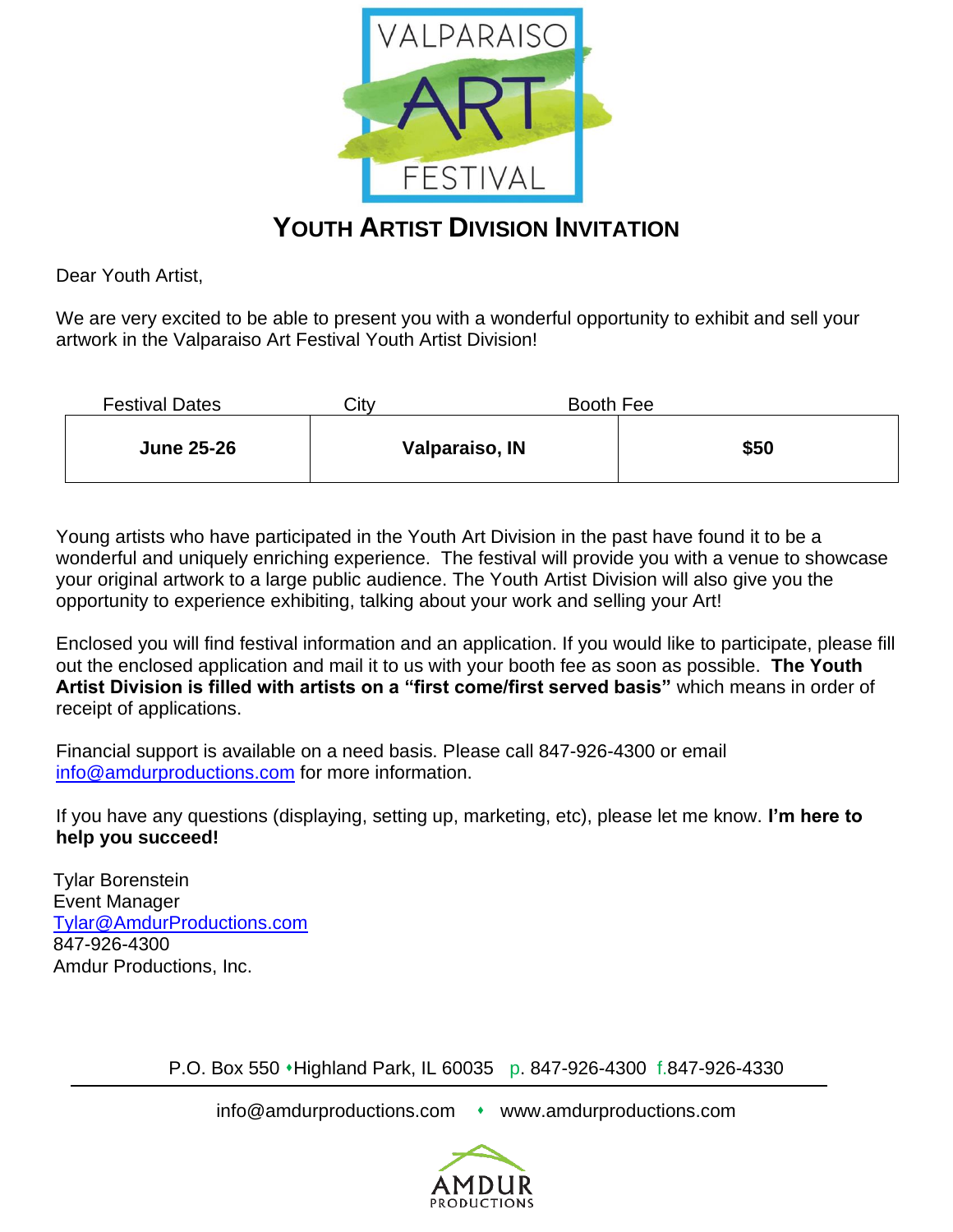# YOUTH ARTIST DIVISION INVITATION

Dear Youth Artist,

We are very excited to be able to present you with a wonderful opportunity to exhibit and sell your artwork in the Valparaiso Art Festival Youth Artist Division!

| Festival Dates | City | Booth Fee |
|---|---|---|
| **June 25-26** | **Valparaiso, IN** | **$50** |

Young artists who have participated in the Youth Art Division in the past have found it to be a wonderful and uniquely enriching experience. The festival will provide you with a venue to showcase your original artwork to a large public audience. The Youth Artist Division will also give you the opportunity to experience exhibiting, talking about your work and selling your Art!

Enclosed you will find festival information and an application. If you would like to participate, please fill out the enclosed application and mail it to us with your booth fee as soon as possible. **The Youth Artist Division is filled with artists on a "first come/first served basis"** which means in order of receipt of applications.

Financial support is available on a need basis. Please call 847-926-4300 or email info@amdurproductions.com for more information.

If you have any questions (displaying, setting up, marketing, etc), please let me know. **I'm here to help you succeed!**

Tylar Borenstein
Event Manager
Tylar@AmdurProductions.com
847-926-4300
Amdur Productions, Inc.

P.O. Box 550 • Highland Park, IL 60035 p. 847-926-4300 f.847-926-4330

info@amdurproductions.com • www.amdurproductions.com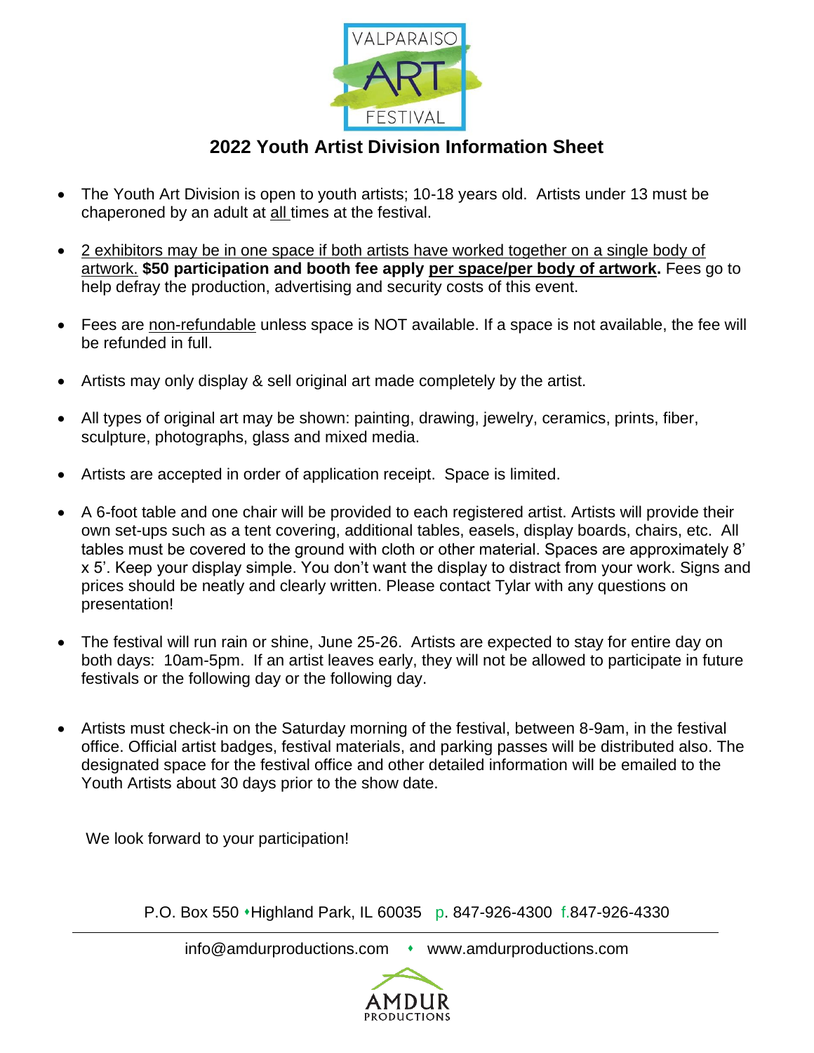VALPARAISO ART FESTIVAL

## 2022 Youth Artist Division Information Sheet

- The Youth Art Division is open to youth artists; 10-18 years old. Artists under 13 must be chaperoned by an adult at all times at the festival.

- 2 exhibitors may be in one space if both artists have worked together on a single body of artwork. **$50 participation and booth fee apply per space/per body of artwork.** Fees go to help defray the production, advertising and security costs of this event.

- Fees are non-refundable unless space is NOT available. If a space is not available, the fee will be refunded in full.

- Artists may only display & sell original art made completely by the artist.

- All types of original art may be shown: painting, drawing, jewelry, ceramics, prints, fiber, sculpture, photographs, glass and mixed media.

- Artists are accepted in order of application receipt. Space is limited.

- A 6-foot table and one chair will be provided to each registered artist. Artists will provide their own set-ups such as a tent covering, additional tables, easels, display boards, chairs, etc. All tables must be covered to the ground with cloth or other material. Spaces are approximately 8' x 5'. Keep your display simple. You don't want the display to distract from your work. Signs and prices should be neatly and clearly written. Please contact Tylar with any questions on presentation!

- The festival will run rain or shine, June 25-26. Artists are expected to stay for entire day on both days: 10am-5pm. If an artist leaves early, they will not be allowed to participate in future festivals or the following day or the following day.

- Artists must check-in on the Saturday morning of the festival, between 8-9am, in the festival office. Official artist badges, festival materials, and parking passes will be distributed also. The designated space for the festival office and other detailed information will be emailed to the Youth Artists about 30 days prior to the show date.

We look forward to your participation!

P.O. Box 550 • Highland Park, IL 60035 p. 847-926-4300 f.847-926-4330

info@amdurproductions.com • www.amdurproductions.com

AMDUR PRODUCTIONS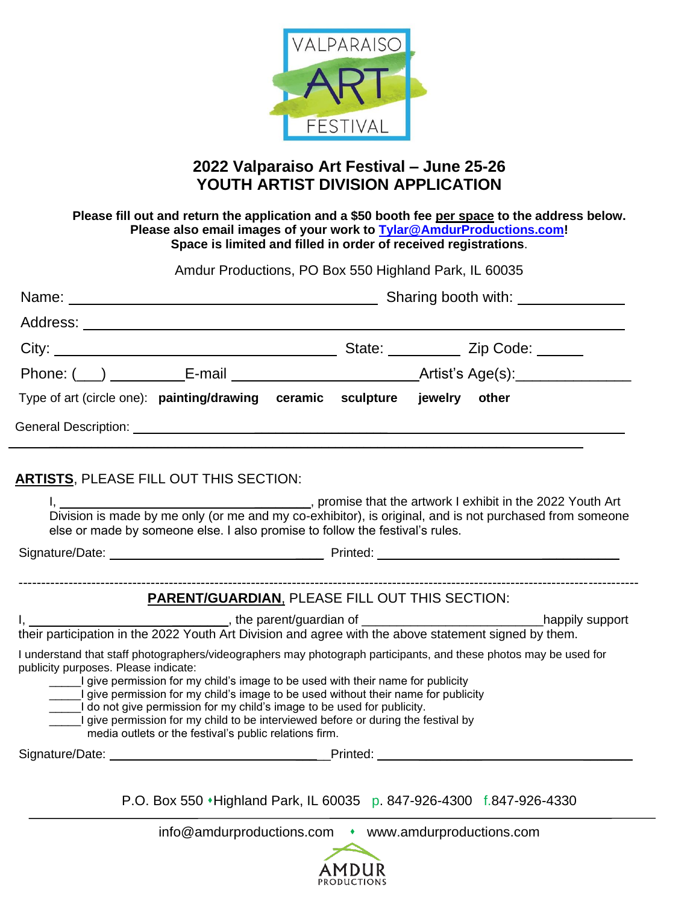VALPARAISO ART FESTIVAL

## 2022 Valparaiso Art Festival – June 25-26
## YOUTH ARTIST DIVISION APPLICATION

**Please fill out and return the application and a $50 booth fee per space to the address below.**
**Please also email images of your work to Tylar@AmdurProductions.com!**
**Space is limited and filled in order of received registrations.**

Amdur Productions, PO Box 550 Highland Park, IL 60035

Name: ________________________________________ Sharing booth with: ______________

Address: ______________________________________________________________

City: ____________________________________ State: _________ Zip Code: ______

Phone: (___) _________E-mail ________________________Artist's Age(s):______________

Type of art (circle one): **painting/drawing** **ceramic** **sculpture** **jewelry** **other**

General Description: ______________________________________________________________

______________________________________________________________________________

**ARTISTS**, PLEASE FILL OUT THIS SECTION:

I, ________________________________, promise that the artwork I exhibit in the 2022 Youth Art Division is made by me only (or me and my co-exhibitor), is original, and is not purchased from someone else or made by someone else. I also promise to follow the festival's rules.

Signature/Date: ____________________________ Printed: ________________________________

---

**PARENT/GUARDIAN**, PLEASE FILL OUT THIS SECTION:

I, ___________________________, the parent/guardian of _________________________happily support their participation in the 2022 Youth Art Division and agree with the above statement signed by them.

I understand that staff photographers/videographers may photograph participants, and these photos may be used for publicity purposes. Please indicate:

_____I give permission for my child's image to be used with their name for publicity
_____I give permission for my child's image to be used without their name for publicity
_____I do not give permission for my child's image to be used for publicity.
_____I give permission for my child to be interviewed before or during the festival by media outlets or the festival's public relations firm.

Signature/Date: ______________________________Printed: ________________________________

P.O. Box 550 • Highland Park, IL 60035 p. 847-926-4300 f.847-926-4330

info@amdurproductions.com • www.amdurproductions.com

AMDUR PRODUCTIONS